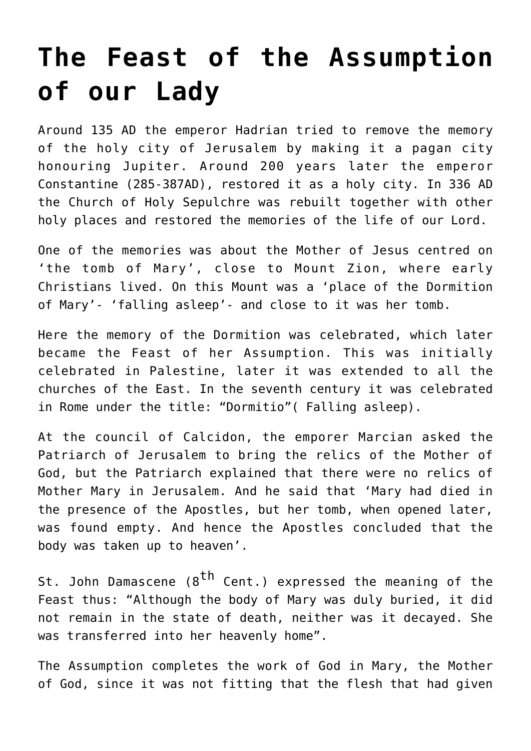# The Feast of the Assumption of our Lady

Around 135 AD the emperor Hadrian tried to remove the memory of the holy city of Jerusalem by making it a pagan city honouring Jupiter. Around 200 years later the emperor Constantine (285-387AD), restored it as a holy city. In 336 AD the Church of Holy Sepulchre was rebuilt together with other holy places and restored the memories of the life of our Lord.

One of the memories was about the Mother of Jesus centred on 'the tomb of Mary', close to Mount Zion, where early Christians lived. On this Mount was a 'place of the Dormition of Mary'- 'falling asleep'- and close to it was her tomb.

Here the memory of the Dormition was celebrated, which later became the Feast of her Assumption. This was initially celebrated in Palestine, later it was extended to all the churches of the East. In the seventh century it was celebrated in Rome under the title: "Dormitio"( Falling asleep).

At the council of Calcidon, the emporer Marcian asked the Patriarch of Jerusalem to bring the relics of the Mother of God, but the Patriarch explained that there were no relics of Mother Mary in Jerusalem. And he said that 'Mary had died in the presence of the Apostles, but her tomb, when opened later, was found empty. And hence the Apostles concluded that the body was taken up to heaven'.

St. John Damascene (8th Cent.) expressed the meaning of the Feast thus: "Although the body of Mary was duly buried, it did not remain in the state of death, neither was it decayed. She was transferred into her heavenly home".

The Assumption completes the work of God in Mary, the Mother of God, since it was not fitting that the flesh that had given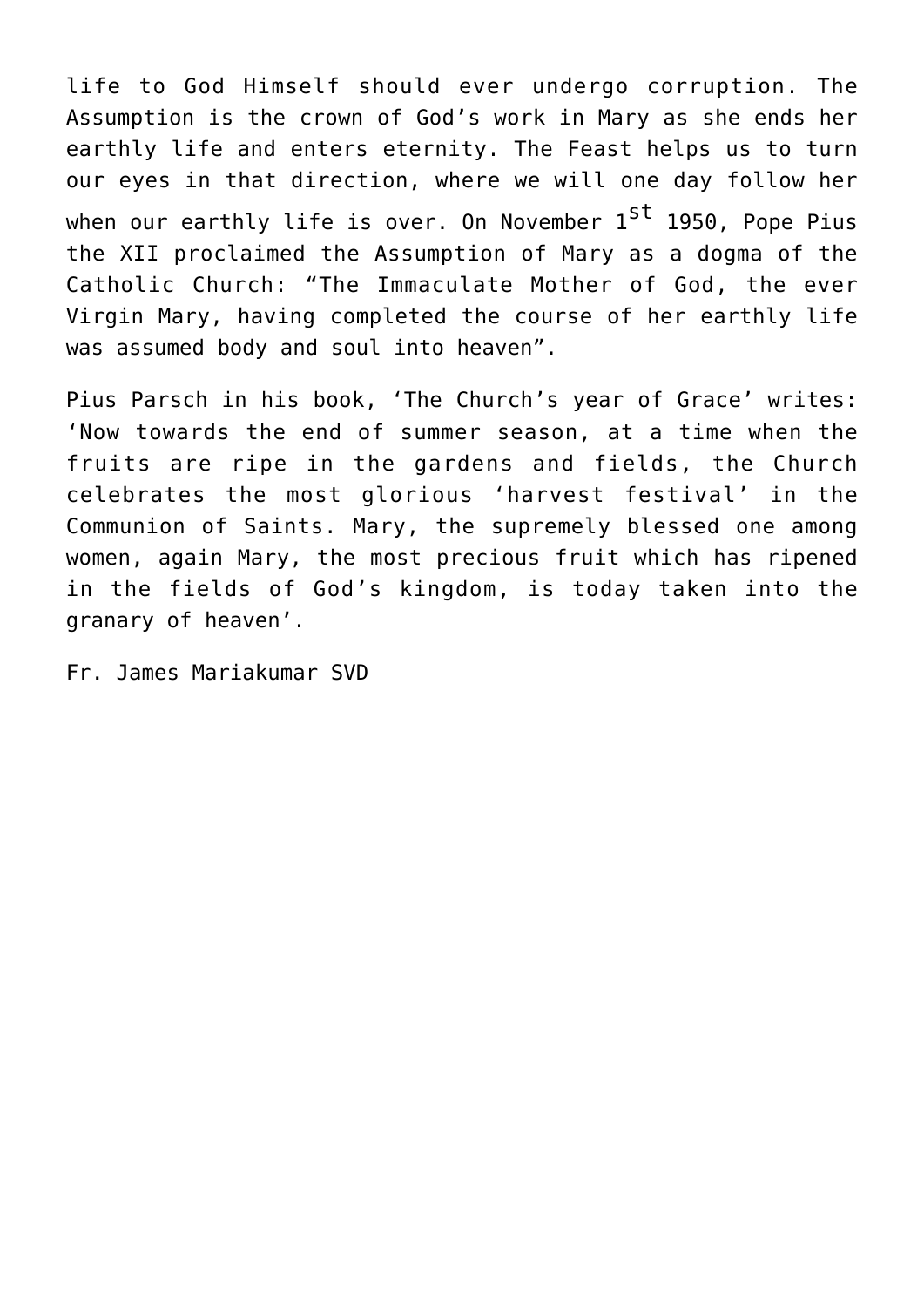life to God Himself should ever undergo corruption. The Assumption is the crown of God's work in Mary as she ends her earthly life and enters eternity. The Feast helps us to turn our eyes in that direction, where we will one day follow her when our earthly life is over. On November 1st 1950, Pope Pius the XII proclaimed the Assumption of Mary as a dogma of the Catholic Church: "The Immaculate Mother of God, the ever Virgin Mary, having completed the course of her earthly life was assumed body and soul into heaven".

Pius Parsch in his book, 'The Church's year of Grace' writes: 'Now towards the end of summer season, at a time when the fruits are ripe in the gardens and fields, the Church celebrates the most glorious 'harvest festival' in the Communion of Saints. Mary, the supremely blessed one among women, again Mary, the most precious fruit which has ripened in the fields of God's kingdom, is today taken into the granary of heaven'.

Fr. James Mariakumar SVD